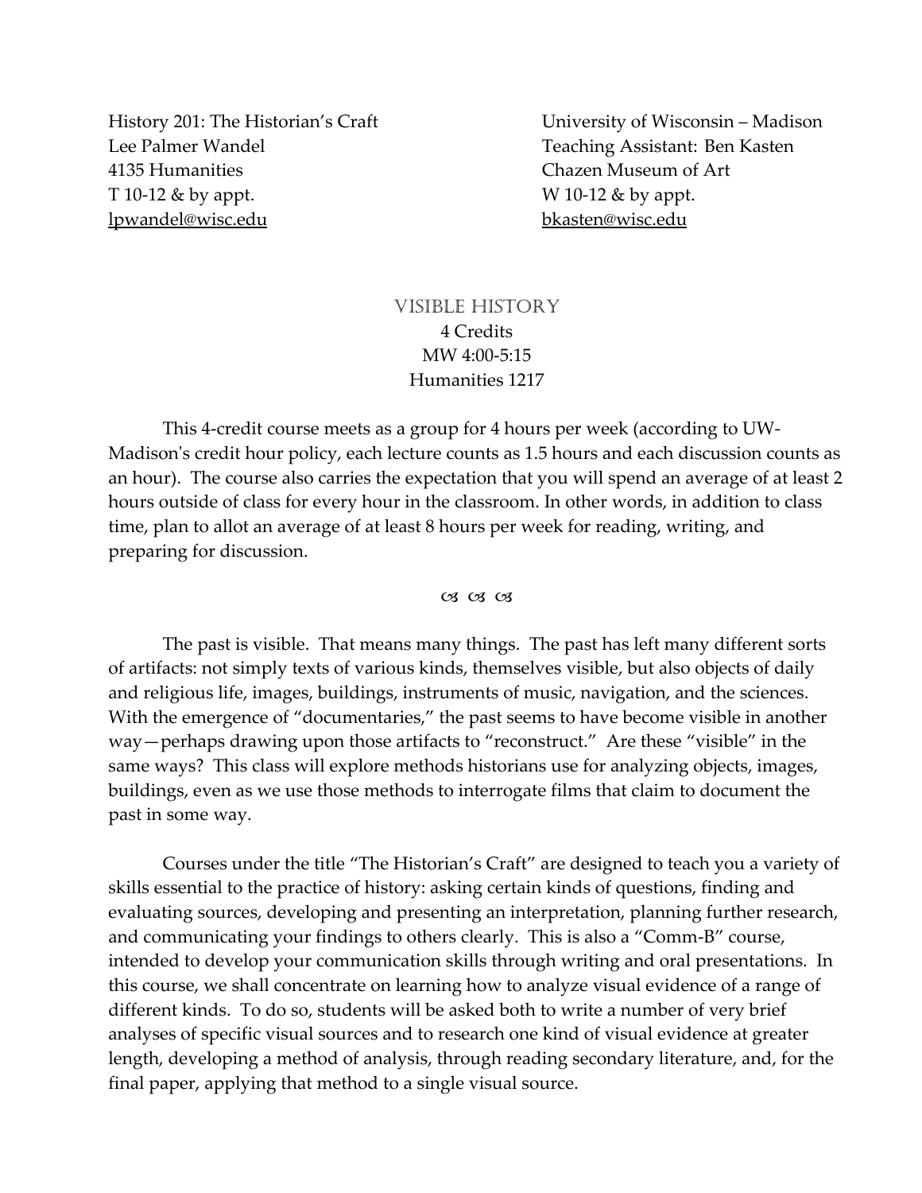History 201: The Historian's Craft
Lee Palmer Wandel
4135 Humanities
T 10-12 & by appt.
lpwandel@wisc.edu

University of Wisconsin – Madison
Teaching Assistant: Ben Kasten
Chazen Museum of Art
W 10-12 & by appt.
bkasten@wisc.edu

# Visible History

4 Credits
MW 4:00-5:15
Humanities 1217

This 4-credit course meets as a group for 4 hours per week (according to UW-Madison's credit hour policy, each lecture counts as 1.5 hours and each discussion counts as an hour). The course also carries the expectation that you will spend an average of at least 2 hours outside of class for every hour in the classroom. In other words, in addition to class time, plan to allot an average of at least 8 hours per week for reading, writing, and preparing for discussion.

The past is visible. That means many things. The past has left many different sorts of artifacts: not simply texts of various kinds, themselves visible, but also objects of daily and religious life, images, buildings, instruments of music, navigation, and the sciences. With the emergence of "documentaries," the past seems to have become visible in another way—perhaps drawing upon those artifacts to "reconstruct." Are these "visible" in the same ways? This class will explore methods historians use for analyzing objects, images, buildings, even as we use those methods to interrogate films that claim to document the past in some way.

Courses under the title "The Historian's Craft" are designed to teach you a variety of skills essential to the practice of history: asking certain kinds of questions, finding and evaluating sources, developing and presenting an interpretation, planning further research, and communicating your findings to others clearly. This is also a "Comm-B" course, intended to develop your communication skills through writing and oral presentations. In this course, we shall concentrate on learning how to analyze visual evidence of a range of different kinds. To do so, students will be asked both to write a number of very brief analyses of specific visual sources and to research one kind of visual evidence at greater length, developing a method of analysis, through reading secondary literature, and, for the final paper, applying that method to a single visual source.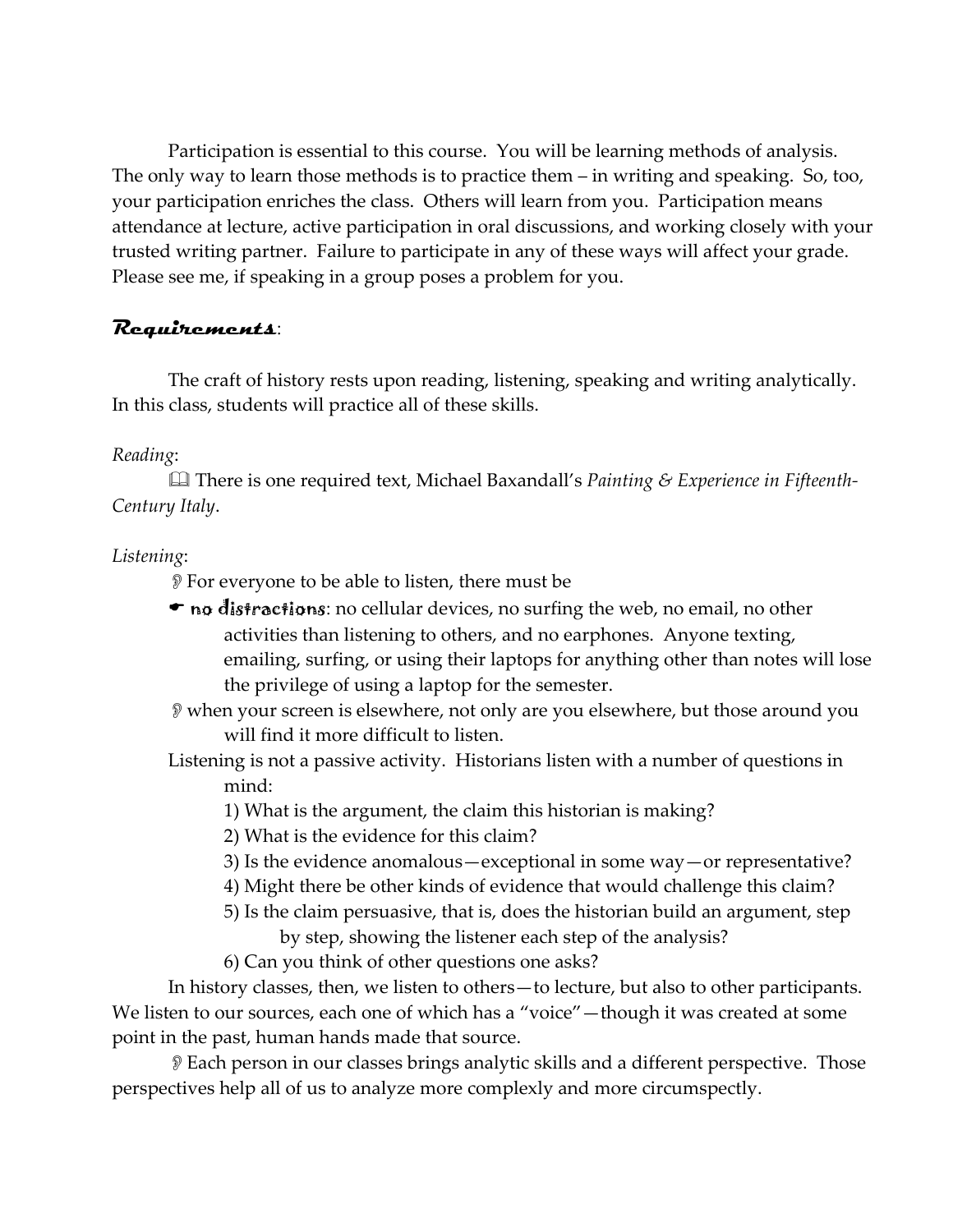Participation is essential to this course. You will be learning methods of analysis. The only way to learn those methods is to practice them – in writing and speaking. So, too, your participation enriches the class. Others will learn from you. Participation means attendance at lecture, active participation in oral discussions, and working closely with your trusted writing partner. Failure to participate in any of these ways will affect your grade. Please see me, if speaking in a group poses a problem for you.

## ***Requirements***:

The craft of history rests upon reading, listening, speaking and writing analytically. In this class, students will practice all of these skills.

*Reading*:

📖 There is one required text, Michael Baxandall's *Painting & Experience in Fifteenth-Century Italy*.

*Listening*:

👂 For everyone to be able to listen, there must be

☛ **no distractions**: no cellular devices, no surfing the web, no email, no other activities than listening to others, and no earphones. Anyone texting, emailing, surfing, or using their laptops for anything other than notes will lose the privilege of using a laptop for the semester.

👂 when your screen is elsewhere, not only are you elsewhere, but those around you will find it more difficult to listen.

Listening is not a passive activity. Historians listen with a number of questions in mind:

1) What is the argument, the claim this historian is making?
2) What is the evidence for this claim?
3) Is the evidence anomalous—exceptional in some way—or representative?
4) Might there be other kinds of evidence that would challenge this claim?
5) Is the claim persuasive, that is, does the historian build an argument, step by step, showing the listener each step of the analysis?
6) Can you think of other questions one asks?

In history classes, then, we listen to others—to lecture, but also to other participants. We listen to our sources, each one of which has a "voice"—though it was created at some point in the past, human hands made that source.

👂 Each person in our classes brings analytic skills and a different perspective. Those perspectives help all of us to analyze more complexly and more circumspectly.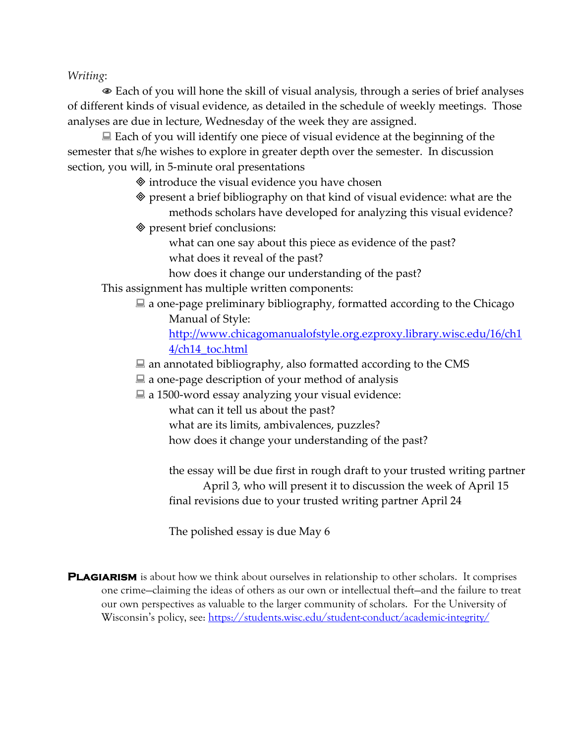*Writing*:

👁 Each of you will hone the skill of visual analysis, through a series of brief analyses of different kinds of visual evidence, as detailed in the schedule of weekly meetings. Those analyses are due in lecture, Wednesday of the week they are assigned.

💻 Each of you will identify one piece of visual evidence at the beginning of the semester that s/he wishes to explore in greater depth over the semester. In discussion section, you will, in 5-minute oral presentations

- ◈ introduce the visual evidence you have chosen
- ◈ present a brief bibliography on that kind of visual evidence: what are the methods scholars have developed for analyzing this visual evidence?
- ◈ present brief conclusions:
  - what can one say about this piece as evidence of the past?
  - what does it reveal of the past?
  - how does it change our understanding of the past?

This assignment has multiple written components:

- 💻 a one-page preliminary bibliography, formatted according to the Chicago Manual of Style: http://www.chicagomanualofstyle.org.ezproxy.library.wisc.edu/16/ch14/ch14_toc.html
- 💻 an annotated bibliography, also formatted according to the CMS
- 💻 a one-page description of your method of analysis
- 💻 a 1500-word essay analyzing your visual evidence:
  - what can it tell us about the past?
  - what are its limits, ambivalences, puzzles?
  - how does it change your understanding of the past?

  the essay will be due first in rough draft to your trusted writing partner April 3, who will present it to discussion the week of April 15

  final revisions due to your trusted writing partner April 24

  The polished essay is due May 6

**Plagiarism** is about how we think about ourselves in relationship to other scholars. It comprises one crime—claiming the ideas of others as our own or intellectual theft—and the failure to treat our own perspectives as valuable to the larger community of scholars. For the University of Wisconsin's policy, see: https://students.wisc.edu/student-conduct/academic-integrity/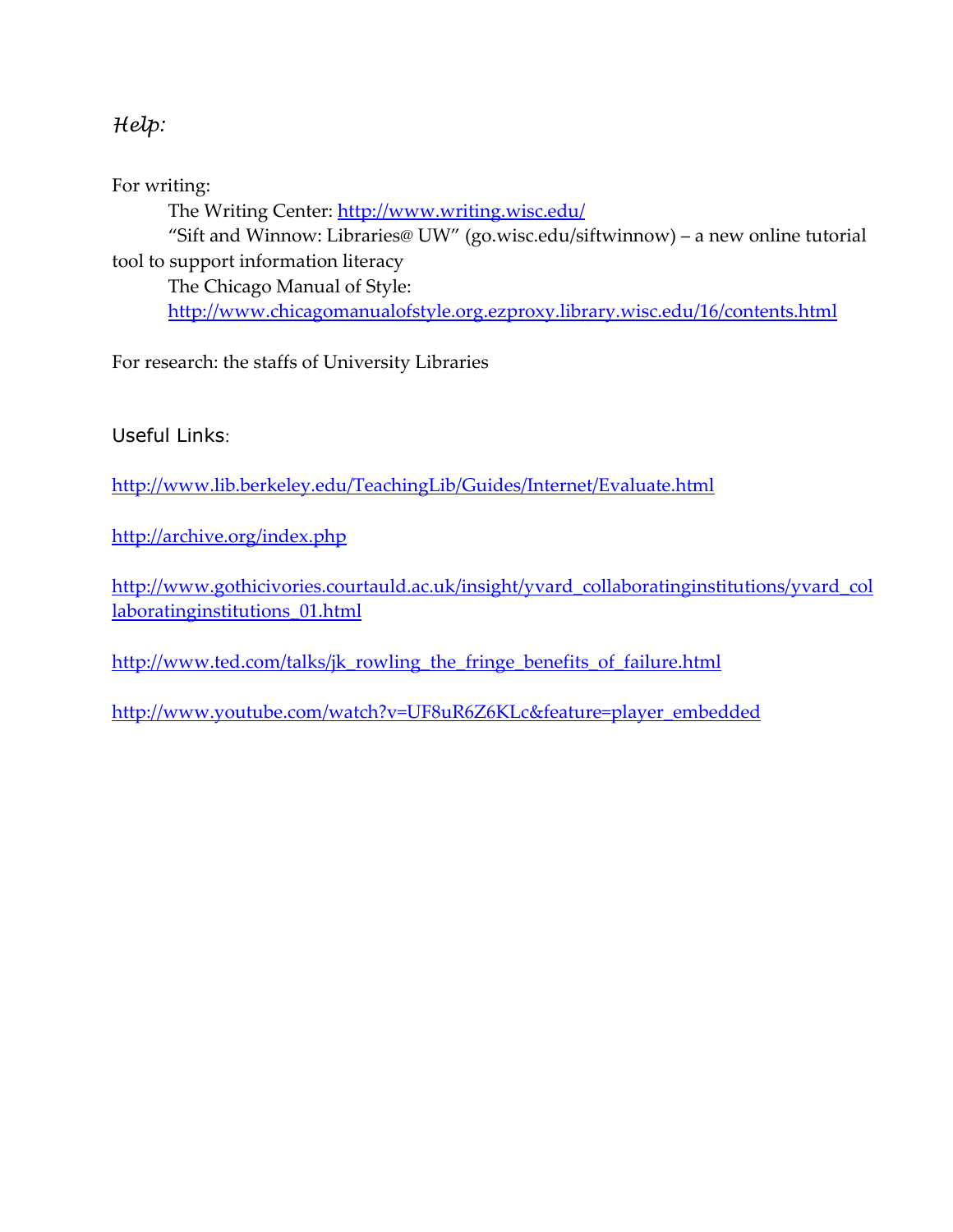*Help:*

For writing:

The Writing Center: http://www.writing.wisc.edu/

"Sift and Winnow: Libraries@ UW" (go.wisc.edu/siftwinnow) – a new online tutorial tool to support information literacy

The Chicago Manual of Style: http://www.chicagomanualofstyle.org.ezproxy.library.wisc.edu/16/contents.html

For research: the staffs of University Libraries

Useful Links:

http://www.lib.berkeley.edu/TeachingLib/Guides/Internet/Evaluate.html

http://archive.org/index.php

http://www.gothicivories.courtauld.ac.uk/insight/yvard_collaboratinginstitutions/yvard_collaboratinginstitutions_01.html

http://www.ted.com/talks/jk_rowling_the_fringe_benefits_of_failure.html

http://www.youtube.com/watch?v=UF8uR6Z6KLc&feature=player_embedded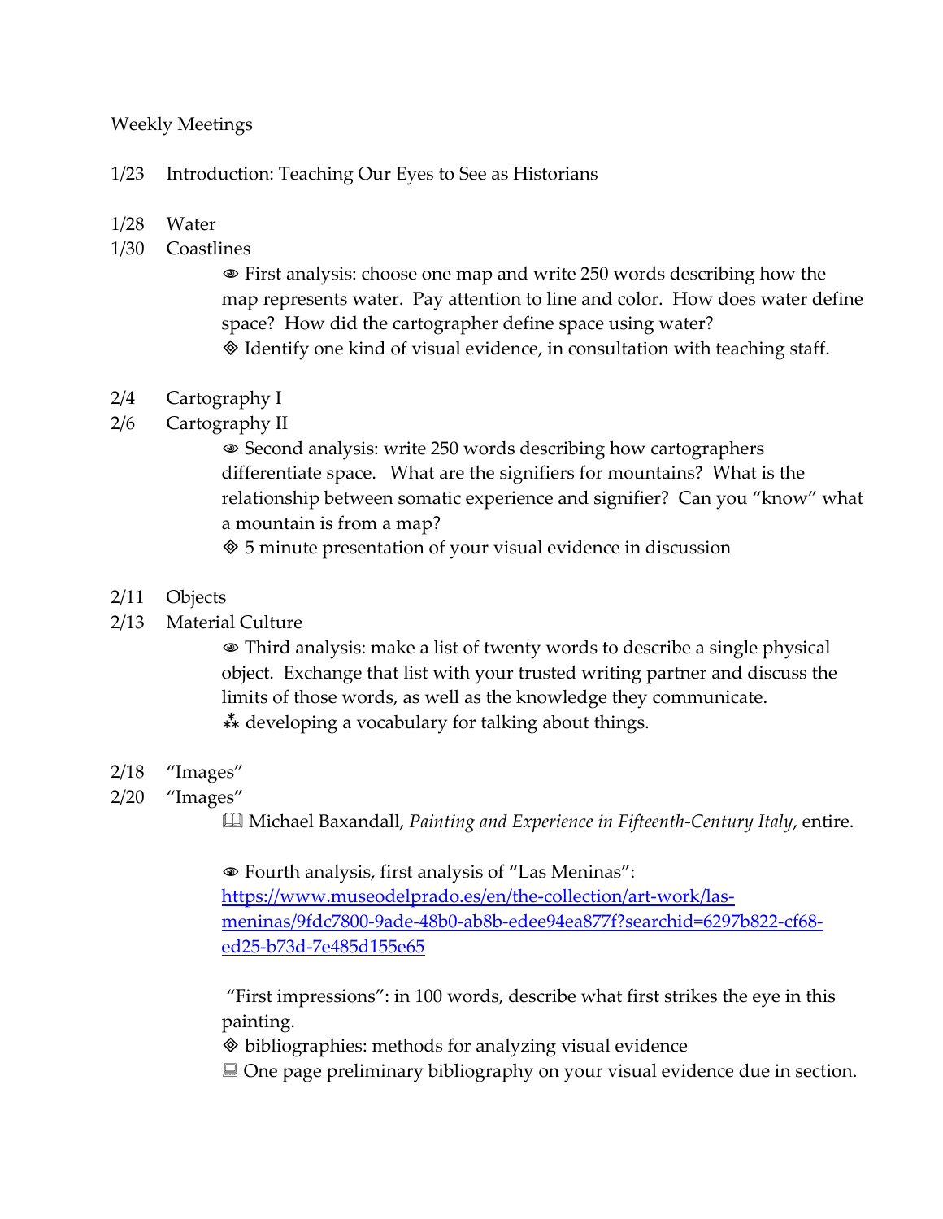Weekly Meetings

1/23 Introduction: Teaching Our Eyes to See as Historians

1/28 Water
1/30 Coastlines

> 👁 First analysis: choose one map and write 250 words describing how the map represents water. Pay attention to line and color. How does water define space? How did the cartographer define space using water?
> ◈ Identify one kind of visual evidence, in consultation with teaching staff.

2/4 Cartography I
2/6 Cartography II

> 👁 Second analysis: write 250 words describing how cartographers differentiate space. What are the signifiers for mountains? What is the relationship between somatic experience and signifier? Can you "know" what a mountain is from a map?
> ◈ 5 minute presentation of your visual evidence in discussion

2/11 Objects
2/13 Material Culture

> 👁 Third analysis: make a list of twenty words to describe a single physical object. Exchange that list with your trusted writing partner and discuss the limits of those words, as well as the knowledge they communicate.
> ⁂ developing a vocabulary for talking about things.

2/18 "Images"
2/20 "Images"

> 🕮 Michael Baxandall, *Painting and Experience in Fifteenth-Century Italy*, entire.
>
> 👁 Fourth analysis, first analysis of "Las Meninas": [https://www.museodelprado.es/en/the-collection/art-work/las-meninas/9fdc7800-9ade-48b0-ab8b-edee94ea877f?searchid=6297b822-cf68-ed25-b73d-7e485d155e65](https://www.museodelprado.es/en/the-collection/art-work/las-meninas/9fdc7800-9ade-48b0-ab8b-edee94ea877f?searchid=6297b822-cf68-ed25-b73d-7e485d155e65)
>
> "First impressions": in 100 words, describe what first strikes the eye in this painting.
> ◈ bibliographies: methods for analyzing visual evidence
> 💻 One page preliminary bibliography on your visual evidence due in section.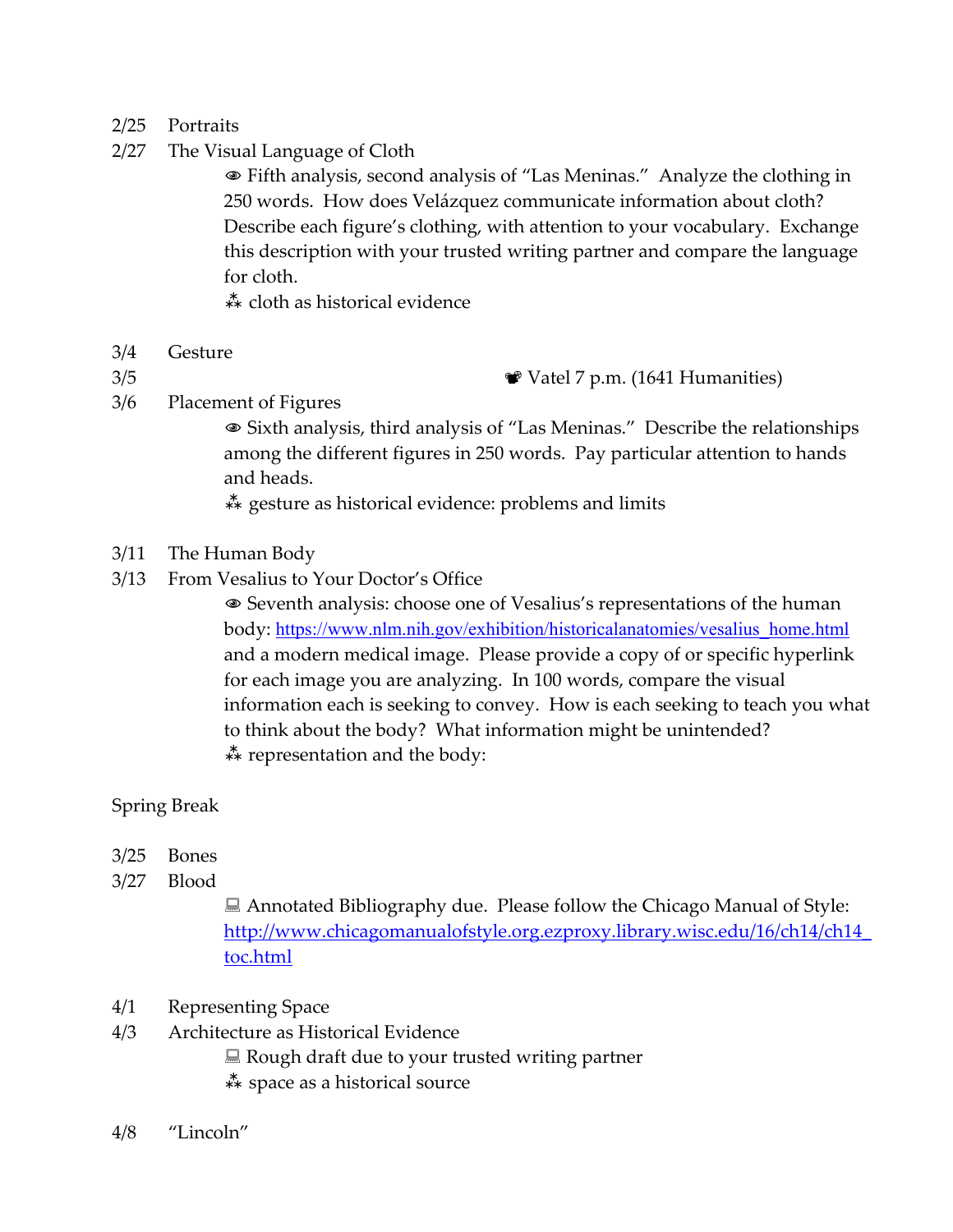2/25 Portraits

2/27 The Visual Language of Cloth

> 👁 Fifth analysis, second analysis of "Las Meninas." Analyze the clothing in 250 words. How does Velázquez communicate information about cloth? Describe each figure's clothing, with attention to your vocabulary. Exchange this description with your trusted writing partner and compare the language for cloth.
>
> ⁂ cloth as historical evidence

3/4 Gesture

3/5 ❦ Vatel 7 p.m. (1641 Humanities)

3/6 Placement of Figures

> 👁 Sixth analysis, third analysis of "Las Meninas." Describe the relationships among the different figures in 250 words. Pay particular attention to hands and heads.
>
> ⁂ gesture as historical evidence: problems and limits

3/11 The Human Body

3/13 From Vesalius to Your Doctor's Office

> 👁 Seventh analysis: choose one of Vesalius's representations of the human body: https://www.nlm.nih.gov/exhibition/historicalanatomies/vesalius_home.html and a modern medical image. Please provide a copy of or specific hyperlink for each image you are analyzing. In 100 words, compare the visual information each is seeking to convey. How is each seeking to teach you what to think about the body? What information might be unintended?
>
> ⁂ representation and the body:

Spring Break

3/25 Bones

3/27 Blood

> 💻 Annotated Bibliography due. Please follow the Chicago Manual of Style: http://www.chicagomanualofstyle.org.ezproxy.library.wisc.edu/16/ch14/ch14_toc.html

4/1 Representing Space

4/3 Architecture as Historical Evidence

> 💻 Rough draft due to your trusted writing partner
>
> ⁂ space as a historical source

4/8 "Lincoln"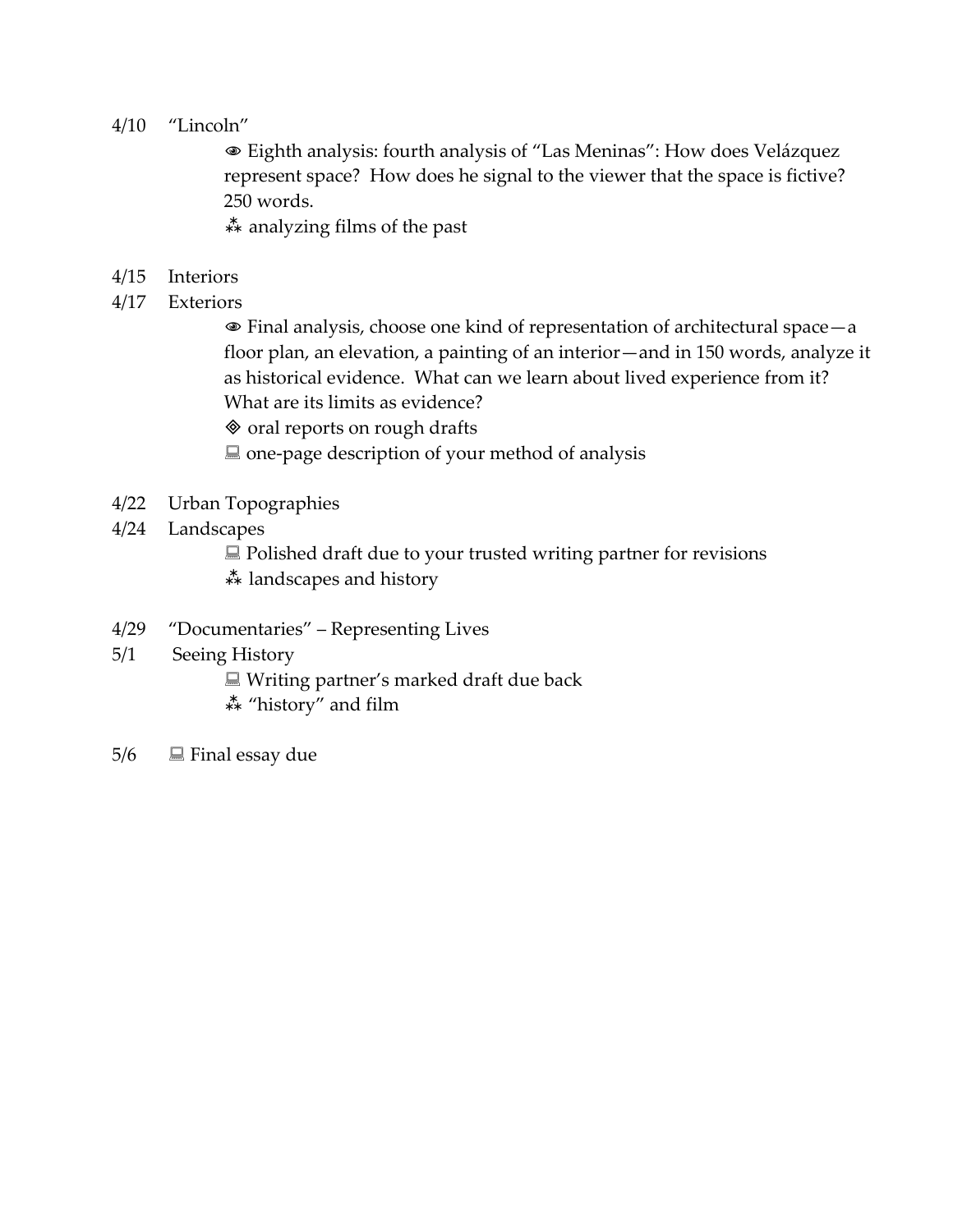4/10 "Lincoln"

👁 Eighth analysis: fourth analysis of "Las Meninas": How does Velázquez represent space? How does he signal to the viewer that the space is fictive? 250 words.

⁂ analyzing films of the past

4/15 Interiors

4/17 Exteriors

👁 Final analysis, choose one kind of representation of architectural space—a floor plan, an elevation, a painting of an interior—and in 150 words, analyze it as historical evidence. What can we learn about lived experience from it? What are its limits as evidence?

◈ oral reports on rough drafts

💻 one-page description of your method of analysis

4/22 Urban Topographies

4/24 Landscapes

💻 Polished draft due to your trusted writing partner for revisions

⁂ landscapes and history

4/29 "Documentaries" – Representing Lives

5/1 Seeing History

💻 Writing partner's marked draft due back

⁂ "history" and film

5/6 💻 Final essay due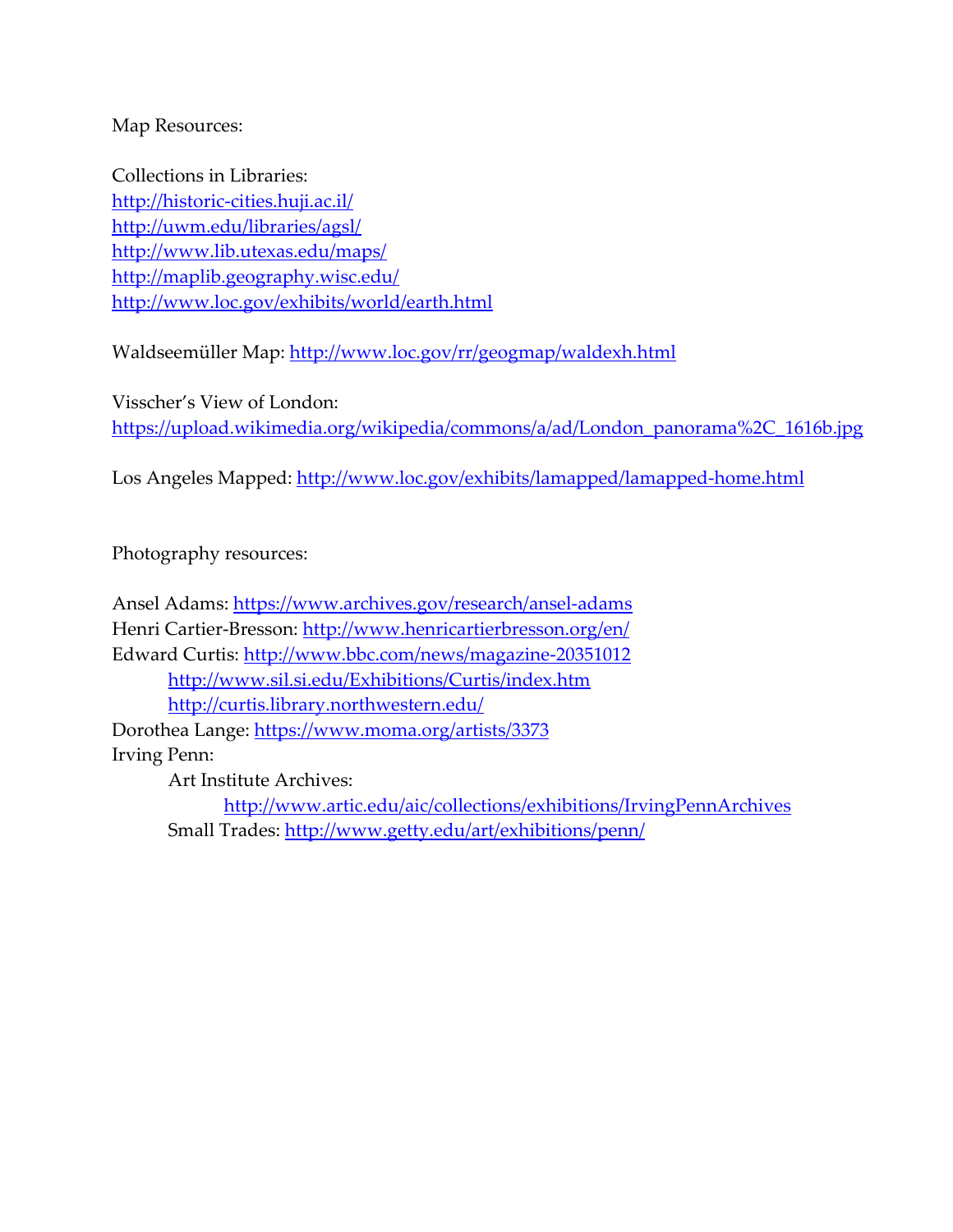Map Resources:

Collections in Libraries:
http://historic-cities.huji.ac.il/
http://uwm.edu/libraries/agsl/
http://www.lib.utexas.edu/maps/
http://maplib.geography.wisc.edu/
http://www.loc.gov/exhibits/world/earth.html

Waldseemüller Map: http://www.loc.gov/rr/geogmap/waldexh.html

Visscher's View of London:
https://upload.wikimedia.org/wikipedia/commons/a/ad/London_panorama%2C_1616b.jpg

Los Angeles Mapped: http://www.loc.gov/exhibits/lamapped/lamapped-home.html

Photography resources:

Ansel Adams: https://www.archives.gov/research/ansel-adams
Henri Cartier-Bresson: http://www.henricartierbresson.org/en/
Edward Curtis: http://www.bbc.com/news/magazine-20351012
  http://www.sil.si.edu/Exhibitions/Curtis/index.htm
  http://curtis.library.northwestern.edu/
Dorothea Lange: https://www.moma.org/artists/3373
Irving Penn:
  Art Institute Archives:
    http://www.artic.edu/aic/collections/exhibitions/IrvingPennArchives
  Small Trades: http://www.getty.edu/art/exhibitions/penn/